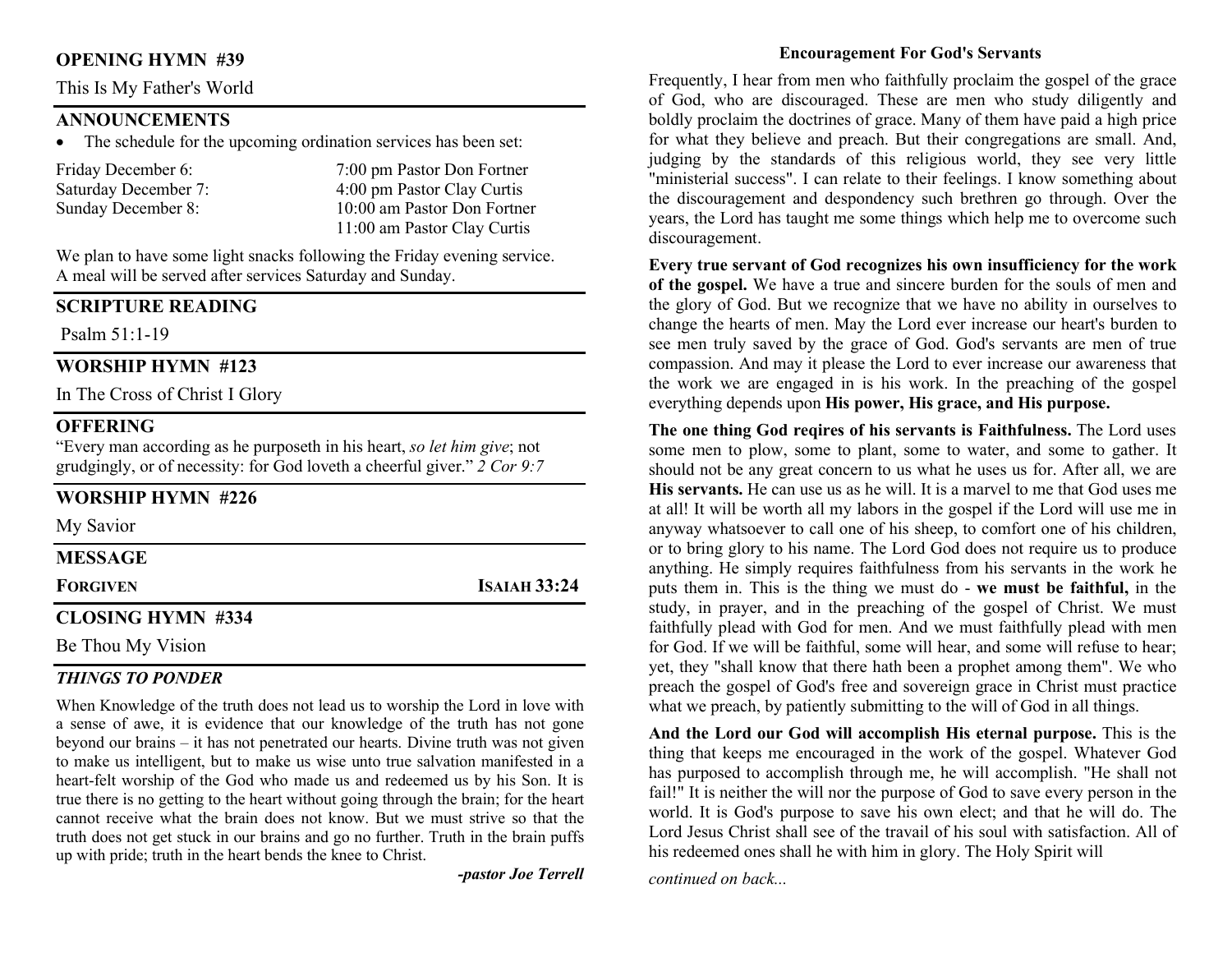## OPENING HYMN #39

This Is My Father's World

## ANNOUNCEMENTS

- The schedule for the upcoming ordination services has been set:

| | |
|---|---|
| Friday December 6: | 7:00 pm Pastor Don Fortner |
| Saturday December 7: | 4:00 pm Pastor Clay Curtis |
| Sunday December 8: | 10:00 am Pastor Don Fortner |
| | 11:00 am Pastor Clay Curtis |

We plan to have some light snacks following the Friday evening service. A meal will be served after services Saturday and Sunday.

## SCRIPTURE READING

Psalm 51:1-19

## WORSHIP HYMN #123

In The Cross of Christ I Glory

## OFFERING

"Every man according as he purposeth in his heart, *so let him give*; not grudgingly, or of necessity: for God loveth a cheerful giver." *2 Cor 9:7*

## WORSHIP HYMN #226

My Savior

## MESSAGE

**FORGIVEN** **ISAIAH 33:24**

## CLOSING HYMN #334

Be Thou My Vision

### *THINGS TO PONDER*

When Knowledge of the truth does not lead us to worship the Lord in love with a sense of awe, it is evidence that our knowledge of the truth has not gone beyond our brains – it has not penetrated our hearts. Divine truth was not given to make us intelligent, but to make us wise unto true salvation manifested in a heart-felt worship of the God who made us and redeemed us by his Son. It is true there is no getting to the heart without going through the brain; for the heart cannot receive what the brain does not know. But we must strive so that the truth does not get stuck in our brains and go no further. Truth in the brain puffs up with pride; truth in the heart bends the knee to Christ.

***-pastor Joe Terrell***

### Encouragement For God's Servants

Frequently, I hear from men who faithfully proclaim the gospel of the grace of God, who are discouraged. These are men who study diligently and boldly proclaim the doctrines of grace. Many of them have paid a high price for what they believe and preach. But their congregations are small. And, judging by the standards of this religious world, they see very little "ministerial success". I can relate to their feelings. I know something about the discouragement and despondency such brethren go through. Over the years, the Lord has taught me some things which help me to overcome such discouragement.

**Every true servant of God recognizes his own insufficiency for the work of the gospel.** We have a true and sincere burden for the souls of men and the glory of God. But we recognize that we have no ability in ourselves to change the hearts of men. May the Lord ever increase our heart's burden to see men truly saved by the grace of God. God's servants are men of true compassion. And may it please the Lord to ever increase our awareness that the work we are engaged in is his work. In the preaching of the gospel everything depends upon **His power, His grace, and His purpose.**

**The one thing God reqires of his servants is Faithfulness.** The Lord uses some men to plow, some to plant, some to water, and some to gather. It should not be any great concern to us what he uses us for. After all, we are **His servants.** He can use us as he will. It is a marvel to me that God uses me at all! It will be worth all my labors in the gospel if the Lord will use me in anyway whatsoever to call one of his sheep, to comfort one of his children, or to bring glory to his name. The Lord God does not require us to produce anything. He simply requires faithfulness from his servants in the work he puts them in. This is the thing we must do - **we must be faithful,** in the study, in prayer, and in the preaching of the gospel of Christ. We must faithfully plead with God for men. And we must faithfully plead with men for God. If we will be faithful, some will hear, and some will refuse to hear; yet, they "shall know that there hath been a prophet among them". We who preach the gospel of God's free and sovereign grace in Christ must practice what we preach, by patiently submitting to the will of God in all things.

**And the Lord our God will accomplish His eternal purpose.** This is the thing that keeps me encouraged in the work of the gospel. Whatever God has purposed to accomplish through me, he will accomplish. "He shall not fail!" It is neither the will nor the purpose of God to save every person in the world. It is God's purpose to save his own elect; and that he will do. The Lord Jesus Christ shall see of the travail of his soul with satisfaction. All of his redeemed ones shall he with him in glory. The Holy Spirit will

*continued on back...*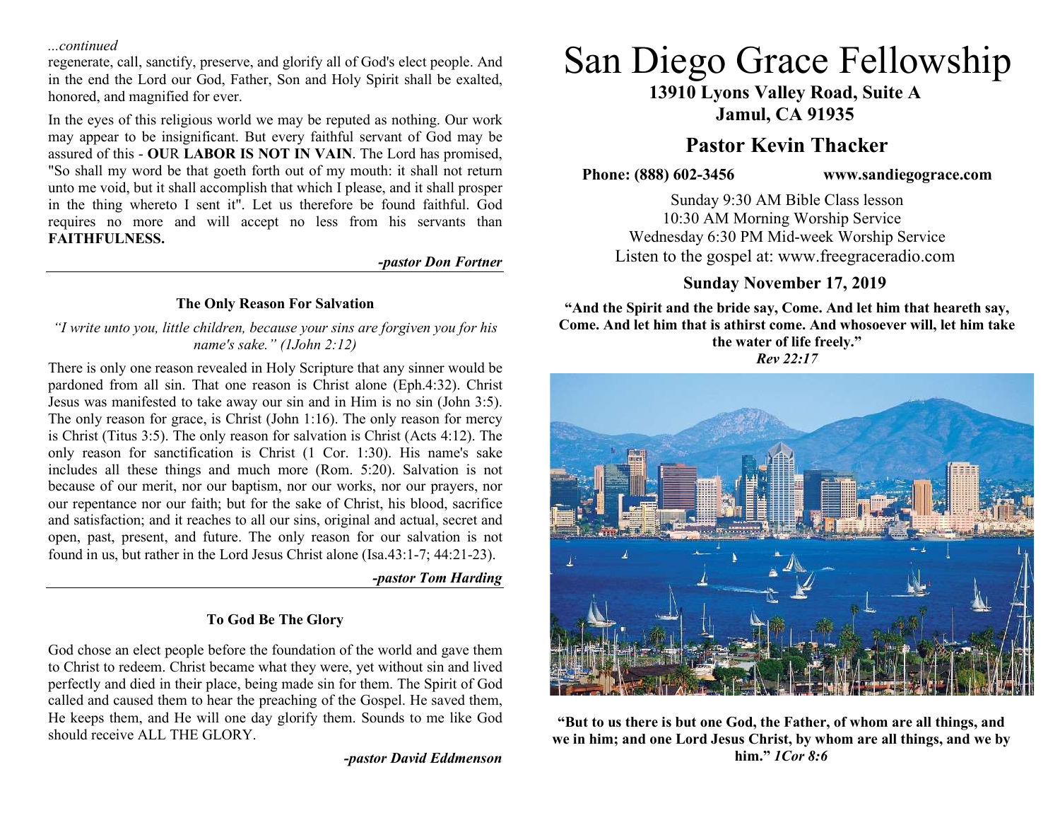*...continued*

regenerate, call, sanctify, preserve, and glorify all of God's elect people. And in the end the Lord our God, Father, Son and Holy Spirit shall be exalted, honored, and magnified for ever.

In the eyes of this religious world we may be reputed as nothing. Our work may appear to be insignificant. But every faithful servant of God may be assured of this - **OUR LABOR IS NOT IN VAIN**. The Lord has promised, "So shall my word be that goeth forth out of my mouth: it shall not return unto me void, but it shall accomplish that which I please, and it shall prosper in the thing whereto I sent it". Let us therefore be found faithful. God requires no more and will accept no less from his servants than **FAITHFULNESS.**

***-pastor Don Fortner***

---

### The Only Reason For Salvation

*"I write unto you, little children, because your sins are forgiven you for his name's sake." (1John 2:12)*

There is only one reason revealed in Holy Scripture that any sinner would be pardoned from all sin. That one reason is Christ alone (Eph.4:32). Christ Jesus was manifested to take away our sin and in Him is no sin (John 3:5). The only reason for grace, is Christ (John 1:16). The only reason for mercy is Christ (Titus 3:5). The only reason for salvation is Christ (Acts 4:12). The only reason for sanctification is Christ (1 Cor. 1:30). His name's sake includes all these things and much more (Rom. 5:20). Salvation is not because of our merit, nor our baptism, nor our works, nor our prayers, nor our repentance nor our faith; but for the sake of Christ, his blood, sacrifice and satisfaction; and it reaches to all our sins, original and actual, secret and open, past, present, and future. The only reason for our salvation is not found in us, but rather in the Lord Jesus Christ alone (Isa.43:1-7; 44:21-23).

***-pastor Tom Harding***

---

### To God Be The Glory

God chose an elect people before the foundation of the world and gave them to Christ to redeem. Christ became what they were, yet without sin and lived perfectly and died in their place, being made sin for them. The Spirit of God called and caused them to hear the preaching of the Gospel. He saved them, He keeps them, and He will one day glorify them. Sounds to me like God should receive ALL THE GLORY.

***-pastor David Eddmenson***

# San Diego Grace Fellowship

**13910 Lyons Valley Road, Suite A**
**Jamul, CA 91935**

## Pastor Kevin Thacker

**Phone: (888) 602-3456** **www.sandiegograce.com**

Sunday 9:30 AM Bible Class lesson
10:30 AM Morning Worship Service
Wednesday 6:30 PM Mid-week Worship Service
Listen to the gospel at: www.freegraceradio.com

### Sunday November 17, 2019

**"And the Spirit and the bride say, Come. And let him that heareth say, Come. And let him that is athirst come. And whosoever will, let him take the water of life freely."**
***Rev 22:17***

**"But to us there is but one God, the Father, of whom are all things, and we in him; and one Lord Jesus Christ, by whom are all things, and we by him."** ***1Cor 8:6***